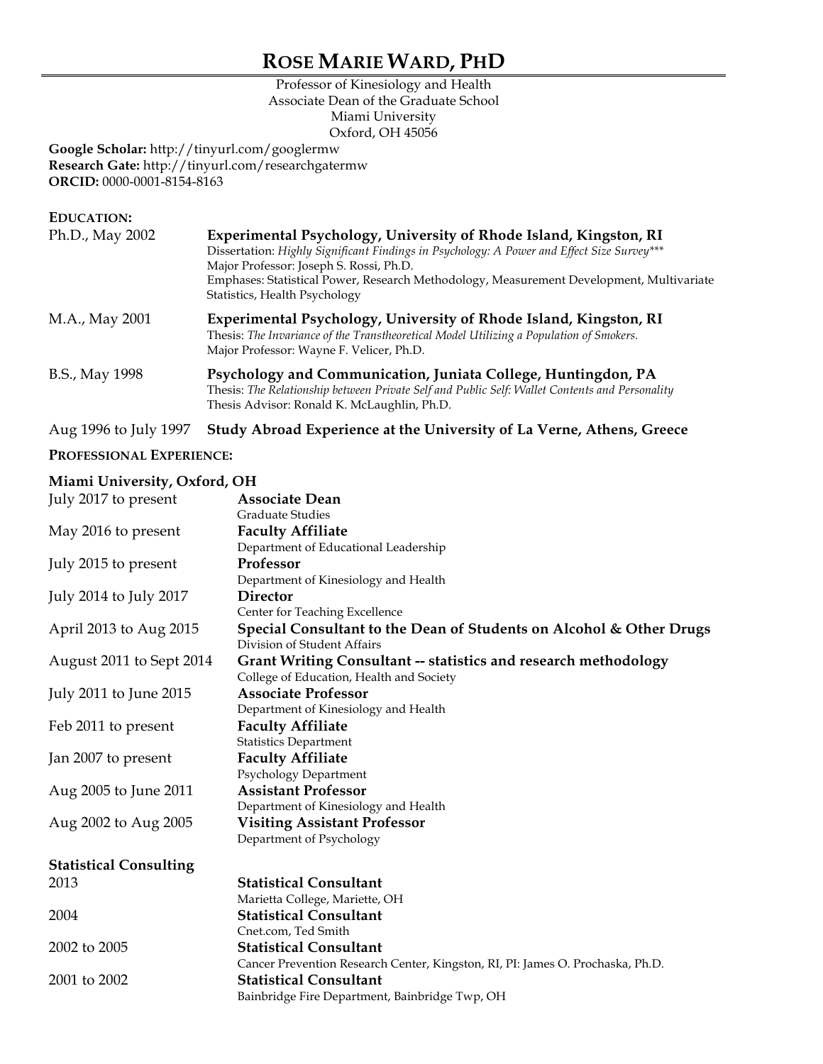# ROSE MARIE WARD, PHD

Professor of Kinesiology and Health
Associate Dean of the Graduate School
Miami University
Oxford, OH 45056

**Google Scholar:** http://tinyurl.com/googlermw
**Research Gate:** http://tinyurl.com/researchgatermw
**ORCID:** 0000-0001-8154-8163

## EDUCATION:

**Ph.D., May 2002** — **Experimental Psychology, University of Rhode Island, Kingston, RI**
Dissertation: *Highly Significant Findings in Psychology: A Power and Effect Size Survey****
Major Professor: Joseph S. Rossi, Ph.D.
Emphases: Statistical Power, Research Methodology, Measurement Development, Multivariate Statistics, Health Psychology

**M.A., May 2001** — **Experimental Psychology, University of Rhode Island, Kingston, RI**
Thesis: *The Invariance of the Transtheoretical Model Utilizing a Population of Smokers.*
Major Professor: Wayne F. Velicer, Ph.D.

**B.S., May 1998** — **Psychology and Communication, Juniata College, Huntingdon, PA**
Thesis: *The Relationship between Private Self and Public Self: Wallet Contents and Personality*
Thesis Advisor: Ronald K. McLaughlin, Ph.D.

**Aug 1996 to July 1997** — **Study Abroad Experience at the University of La Verne, Athens, Greece**

## PROFESSIONAL EXPERIENCE:

### Miami University, Oxford, OH

| | |
|---|---|
| July 2017 to present | **Associate Dean**<br>Graduate Studies |
| May 2016 to present | **Faculty Affiliate**<br>Department of Educational Leadership |
| July 2015 to present | **Professor**<br>Department of Kinesiology and Health |
| July 2014 to July 2017 | **Director**<br>Center for Teaching Excellence |
| April 2013 to Aug 2015 | **Special Consultant to the Dean of Students on Alcohol & Other Drugs**<br>Division of Student Affairs |
| August 2011 to Sept 2014 | **Grant Writing Consultant -- statistics and research methodology**<br>College of Education, Health and Society |
| July 2011 to June 2015 | **Associate Professor**<br>Department of Kinesiology and Health |
| Feb 2011 to present | **Faculty Affiliate**<br>Statistics Department |
| Jan 2007 to present | **Faculty Affiliate**<br>Psychology Department |
| Aug 2005 to June 2011 | **Assistant Professor**<br>Department of Kinesiology and Health |
| Aug 2002 to Aug 2005 | **Visiting Assistant Professor**<br>Department of Psychology |

### Statistical Consulting

| | |
|---|---|
| 2013 | **Statistical Consultant**<br>Marietta College, Mariette, OH |
| 2004 | **Statistical Consultant**<br>Cnet.com, Ted Smith |
| 2002 to 2005 | **Statistical Consultant**<br>Cancer Prevention Research Center, Kingston, RI, PI: James O. Prochaska, Ph.D. |
| 2001 to 2002 | **Statistical Consultant**<br>Bainbridge Fire Department, Bainbridge Twp, OH |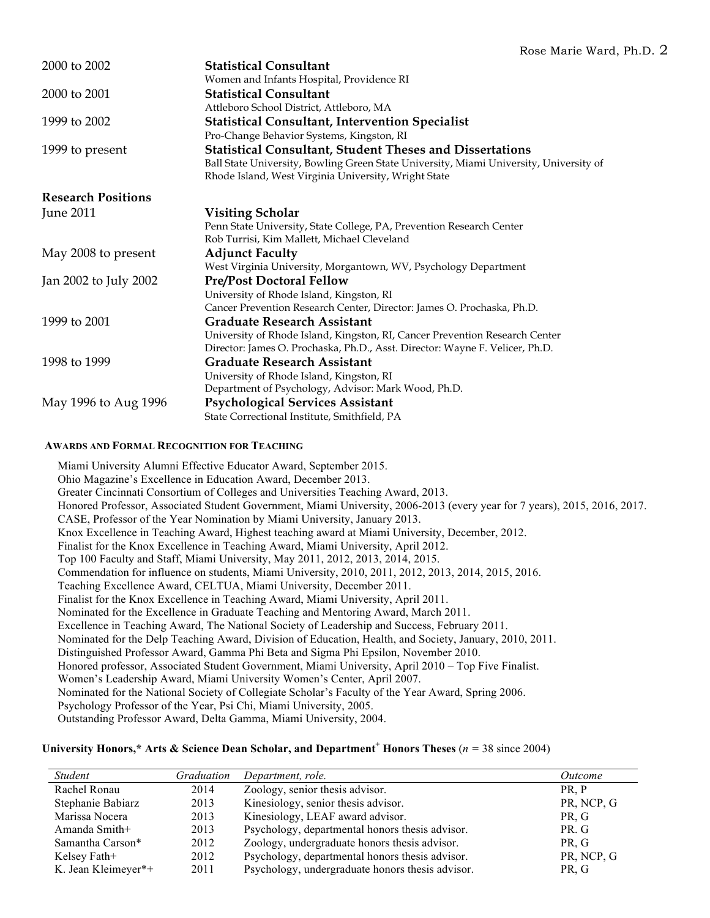2000 to 2002 **Statistical Consultant**
Women and Infants Hospital, Providence RI

2000 to 2001 **Statistical Consultant**
Attleboro School District, Attleboro, MA

1999 to 2002 **Statistical Consultant, Intervention Specialist**
Pro-Change Behavior Systems, Kingston, RI

1999 to present **Statistical Consultant, Student Theses and Dissertations**
Ball State University, Bowling Green State University, Miami University, University of Rhode Island, West Virginia University, Wright State

### Research Positions

June 2011 **Visiting Scholar**
Penn State University, State College, PA, Prevention Research Center
Rob Turrisi, Kim Mallett, Michael Cleveland

May 2008 to present **Adjunct Faculty**
West Virginia University, Morgantown, WV, Psychology Department

Jan 2002 to July 2002 **Pre/Post Doctoral Fellow**
University of Rhode Island, Kingston, RI
Cancer Prevention Research Center, Director: James O. Prochaska, Ph.D.

1999 to 2001 **Graduate Research Assistant**
University of Rhode Island, Kingston, RI, Cancer Prevention Research Center
Director: James O. Prochaska, Ph.D., Asst. Director: Wayne F. Velicer, Ph.D.

1998 to 1999 **Graduate Research Assistant**
University of Rhode Island, Kingston, RI
Department of Psychology, Advisor: Mark Wood, Ph.D.

May 1996 to Aug 1996 **Psychological Services Assistant**
State Correctional Institute, Smithfield, PA

## AWARDS AND FORMAL RECOGNITION FOR TEACHING

Miami University Alumni Effective Educator Award, September 2015.
Ohio Magazine's Excellence in Education Award, December 2013.
Greater Cincinnati Consortium of Colleges and Universities Teaching Award, 2013.
Honored Professor, Associated Student Government, Miami University, 2006-2013 (every year for 7 years), 2015, 2016, 2017.
CASE, Professor of the Year Nomination by Miami University, January 2013.
Knox Excellence in Teaching Award, Highest teaching award at Miami University, December, 2012.
Finalist for the Knox Excellence in Teaching Award, Miami University, April 2012.
Top 100 Faculty and Staff, Miami University, May 2011, 2012, 2013, 2014, 2015.
Commendation for influence on students, Miami University, 2010, 2011, 2012, 2013, 2014, 2015, 2016.
Teaching Excellence Award, CELTUA, Miami University, December 2011.
Finalist for the Knox Excellence in Teaching Award, Miami University, April 2011.
Nominated for the Excellence in Graduate Teaching and Mentoring Award, March 2011.
Excellence in Teaching Award, The National Society of Leadership and Success, February 2011.
Nominated for the Delp Teaching Award, Division of Education, Health, and Society, January, 2010, 2011.
Distinguished Professor Award, Gamma Phi Beta and Sigma Phi Epsilon, November 2010.
Honored professor, Associated Student Government, Miami University, April 2010 – Top Five Finalist.
Women's Leadership Award, Miami University Women's Center, April 2007.
Nominated for the National Society of Collegiate Scholar's Faculty of the Year Award, Spring 2006.
Psychology Professor of the Year, Psi Chi, Miami University, 2005.
Outstanding Professor Award, Delta Gamma, Miami University, 2004.

**University Honors,* Arts & Science Dean Scholar, and Department+ Honors Theses** ($n$ = 38 since 2004)

| *Student* | *Graduation* | *Department, role.* | *Outcome* |
|---|---|---|---|
| Rachel Ronau | 2014 | Zoology, senior thesis advisor. | PR, P |
| Stephanie Babiarz | 2013 | Kinesiology, senior thesis advisor. | PR, NCP, G |
| Marissa Nocera | 2013 | Kinesiology, LEAF award advisor. | PR, G |
| Amanda Smith+ | 2013 | Psychology, departmental honors thesis advisor. | PR. G |
| Samantha Carson* | 2012 | Zoology, undergraduate honors thesis advisor. | PR, G |
| Kelsey Fath+ | 2012 | Psychology, departmental honors thesis advisor. | PR, NCP, G |
| K. Jean Kleimeyer*+ | 2011 | Psychology, undergraduate honors thesis advisor. | PR, G |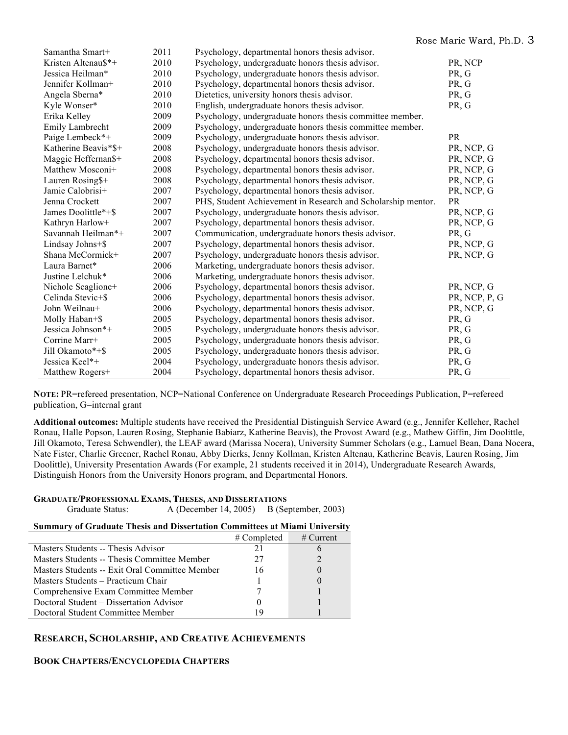| | | | |
|---|---|---|---|
| Samantha Smart+ | 2011 | Psychology, departmental honors thesis advisor. | |
| Kristen Altenau$*+ | 2010 | Psychology, undergraduate honors thesis advisor. | PR, NCP |
| Jessica Heilman* | 2010 | Psychology, undergraduate honors thesis advisor. | PR, G |
| Jennifer Kollman+ | 2010 | Psychology, departmental honors thesis advisor. | PR, G |
| Angela Sberna* | 2010 | Dietetics, university honors thesis advisor. | PR, G |
| Kyle Wonser* | 2010 | English, undergraduate honors thesis advisor. | PR, G |
| Erika Kelley | 2009 | Psychology, undergraduate honors thesis committee member. | |
| Emily Lambrecht | 2009 | Psychology, undergraduate honors thesis committee member. | |
| Paige Lembeck*+ | 2009 | Psychology, undergraduate honors thesis advisor. | PR |
| Katherine Beavis*$+ | 2008 | Psychology, undergraduate honors thesis advisor. | PR, NCP, G |
| Maggie Heffernan$+ | 2008 | Psychology, departmental honors thesis advisor. | PR, NCP, G |
| Matthew Mosconi+ | 2008 | Psychology, departmental honors thesis advisor. | PR, NCP, G |
| Lauren Rosing$+ | 2008 | Psychology, departmental honors thesis advisor. | PR, NCP, G |
| Jamie Calobrisi+ | 2007 | Psychology, departmental honors thesis advisor. | PR, NCP, G |
| Jenna Crockett | 2007 | PHS, Student Achievement in Research and Scholarship mentor. | PR |
| James Doolittle*+$ | 2007 | Psychology, undergraduate honors thesis advisor. | PR, NCP, G |
| Kathryn Harlow+ | 2007 | Psychology, departmental honors thesis advisor. | PR, NCP, G |
| Savannah Heilman*+ | 2007 | Communication, undergraduate honors thesis advisor. | PR, G |
| Lindsay Johns+$ | 2007 | Psychology, departmental honors thesis advisor. | PR, NCP, G |
| Shana McCormick+ | 2007 | Psychology, undergraduate honors thesis advisor. | PR, NCP, G |
| Laura Barnet* | 2006 | Marketing, undergraduate honors thesis advisor. | |
| Justine Lelchuk* | 2006 | Marketing, undergraduate honors thesis advisor. | |
| Nichole Scaglione+ | 2006 | Psychology, departmental honors thesis advisor. | PR, NCP, G |
| Celinda Stevic+$ | 2006 | Psychology, departmental honors thesis advisor. | PR, NCP, P, G |
| John Weilnau+ | 2006 | Psychology, departmental honors thesis advisor. | PR, NCP, G |
| Molly Haban+$ | 2005 | Psychology, departmental honors thesis advisor. | PR, G |
| Jessica Johnson*+ | 2005 | Psychology, undergraduate honors thesis advisor. | PR, G |
| Corrine Marr+ | 2005 | Psychology, undergraduate honors thesis advisor. | PR, G |
| Jill Okamoto*+$ | 2005 | Psychology, undergraduate honors thesis advisor. | PR, G |
| Jessica Keel*+ | 2004 | Psychology, undergraduate honors thesis advisor. | PR, G |
| Matthew Rogers+ | 2004 | Psychology, departmental honors thesis advisor. | PR, G |

**NOTE:** PR=refereed presentation, NCP=National Conference on Undergraduate Research Proceedings Publication, P=refereed publication, G=internal grant

**Additional outcomes:** Multiple students have received the Presidential Distinguish Service Award (e.g., Jennifer Kelleher, Rachel Ronau, Halle Popson, Lauren Rosing, Stephanie Babiarz, Katherine Beavis), the Provost Award (e.g., Mathew Giffin, Jim Doolittle, Jill Okamoto, Teresa Schwendler), the LEAF award (Marissa Nocera), University Summer Scholars (e.g., Lamuel Bean, Dana Nocera, Nate Fister, Charlie Greener, Rachel Ronau, Abby Dierks, Jenny Kollman, Kristen Altenau, Katherine Beavis, Lauren Rosing, Jim Doolittle), University Presentation Awards (For example, 21 students received it in 2014), Undergraduate Research Awards, Distinguish Honors from the University Honors program, and Departmental Honors.

### GRADUATE/PROFESSIONAL EXAMS, THESES, AND DISSERTATIONS

Graduate Status: A (December 14, 2005) B (September, 2003)

**Summary of Graduate Thesis and Dissertation Committees at Miami University**

| | # Completed | # Current |
|---|---|---|
| Masters Students -- Thesis Advisor | 21 | 6 |
| Masters Students -- Thesis Committee Member | 27 | 2 |
| Masters Students -- Exit Oral Committee Member | 16 | 0 |
| Masters Students – Practicum Chair | 1 | 0 |
| Comprehensive Exam Committee Member | 7 | 1 |
| Doctoral Student – Dissertation Advisor | 0 | 1 |
| Doctoral Student Committee Member | 19 | 1 |

## RESEARCH, SCHOLARSHIP, AND CREATIVE ACHIEVEMENTS

### BOOK CHAPTERS/ENCYCLOPEDIA CHAPTERS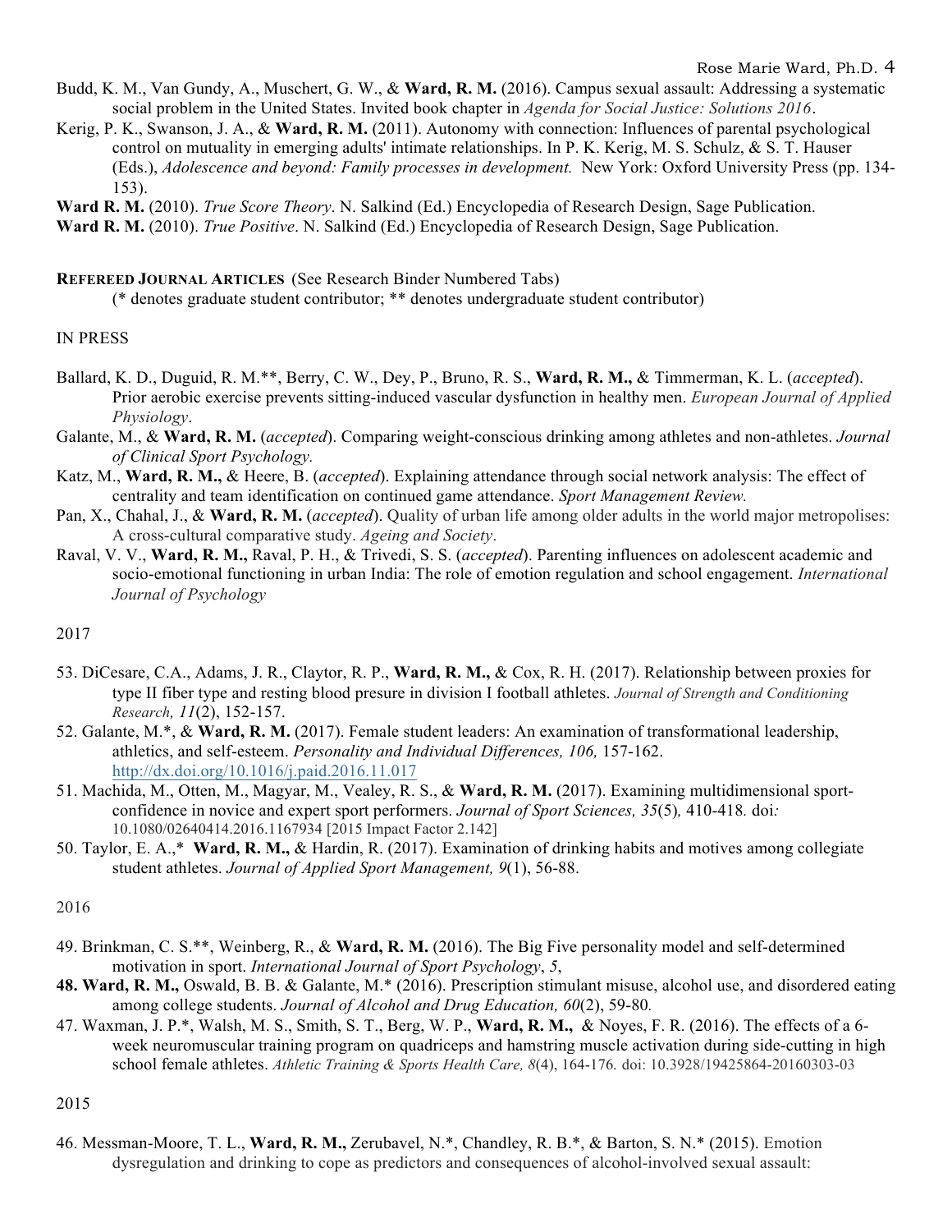Budd, K. M., Van Gundy, A., Muschert, G. W., & **Ward, R. M.** (2016). Campus sexual assault: Addressing a systematic social problem in the United States. Invited book chapter in *Agenda for Social Justice: Solutions 2016*.

Kerig, P. K., Swanson, J. A., & **Ward, R. M.** (2011). Autonomy with connection: Influences of parental psychological control on mutuality in emerging adults' intimate relationships. In P. K. Kerig, M. S. Schulz, & S. T. Hauser (Eds.), *Adolescence and beyond: Family processes in development.* New York: Oxford University Press (pp. 134-153).

**Ward R. M.** (2010). *True Score Theory*. N. Salkind (Ed.) Encyclopedia of Research Design, Sage Publication.

**Ward R. M.** (2010). *True Positive*. N. Salkind (Ed.) Encyclopedia of Research Design, Sage Publication.

**REFEREED JOURNAL ARTICLES** (See Research Binder Numbered Tabs)

(* denotes graduate student contributor; ** denotes undergraduate student contributor)

IN PRESS

Ballard, K. D., Duguid, R. M.**, Berry, C. W., Dey, P., Bruno, R. S., **Ward, R. M.,** & Timmerman, K. L. (*accepted*). Prior aerobic exercise prevents sitting-induced vascular dysfunction in healthy men. *European Journal of Applied Physiology*.

Galante, M., & **Ward, R. M.** (*accepted*). Comparing weight-conscious drinking among athletes and non-athletes. *Journal of Clinical Sport Psychology.*

Katz, M., **Ward, R. M.,** & Heere, B. (*accepted*). Explaining attendance through social network analysis: The effect of centrality and team identification on continued game attendance. *Sport Management Review.*

Pan, X., Chahal, J., & **Ward, R. M.** (*accepted*). Quality of urban life among older adults in the world major metropolises: A cross-cultural comparative study. *Ageing and Society*.

Raval, V. V., **Ward, R. M.,** Raval, P. H., & Trivedi, S. S. (*accepted*). Parenting influences on adolescent academic and socio-emotional functioning in urban India: The role of emotion regulation and school engagement. *International Journal of Psychology*

2017

53. DiCesare, C.A., Adams, J. R., Claytor, R. P., **Ward, R. M.,** & Cox, R. H. (2017). Relationship between proxies for type II fiber type and resting blood presure in division I football athletes. *Journal of Strength and Conditioning Research, 11*(2), 152-157.

52. Galante, M.*, & **Ward, R. M.** (2017). Female student leaders: An examination of transformational leadership, athletics, and self-esteem. *Personality and Individual Differences, 106,* 157-162. http://dx.doi.org/10.1016/j.paid.2016.11.017

51. Machida, M., Otten, M., Magyar, M., Vealey, R. S., & **Ward, R. M.** (2017). Examining multidimensional sport-confidence in novice and expert sport performers. *Journal of Sport Sciences, 35*(5)*,* 410-418*.* doi*:* 10.1080/02640414.2016.1167934 [2015 Impact Factor 2.142]

50. Taylor, E. A.,* **Ward, R. M.,** & Hardin, R. (2017). Examination of drinking habits and motives among collegiate student athletes. *Journal of Applied Sport Management, 9*(1), 56-88.

2016

49. Brinkman, C. S.**, Weinberg, R., & **Ward, R. M.** (2016). The Big Five personality model and self-determined motivation in sport. *International Journal of Sport Psychology*, *5*,

**48. Ward, R. M.,** Oswald, B. B. & Galante, M.* (2016). Prescription stimulant misuse, alcohol use, and disordered eating among college students. *Journal of Alcohol and Drug Education, 60*(2), 59-80*.*

47. Waxman, J. P.*, Walsh, M. S., Smith, S. T., Berg, W. P., **Ward, R. M.,** & Noyes, F. R. (2016). The effects of a 6-week neuromuscular training program on quadriceps and hamstring muscle activation during side-cutting in high school female athletes. *Athletic Training & Sports Health Care, 8*(4), 164-176*.* doi: 10.3928/19425864-20160303-03

2015

46. Messman-Moore, T. L., **Ward, R. M.,** Zerubavel, N.*, Chandley, R. B.*, & Barton, S. N.* (2015). Emotion dysregulation and drinking to cope as predictors and consequences of alcohol-involved sexual assault: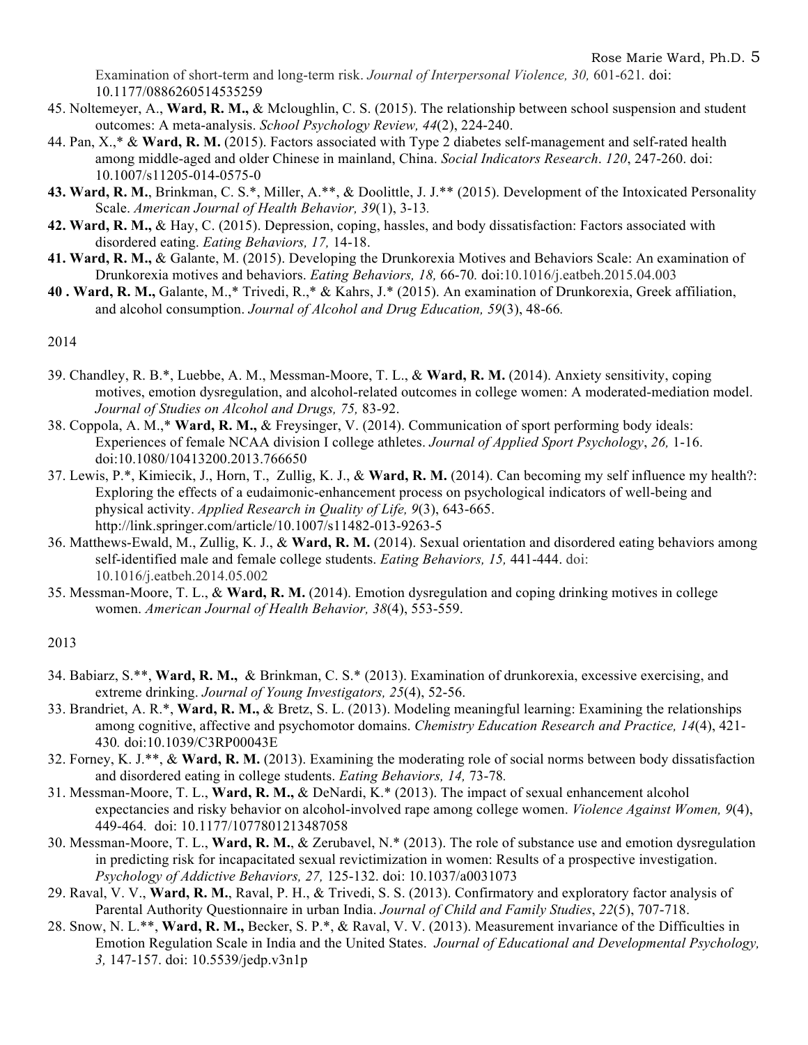Examination of short-term and long-term risk. *Journal of Interpersonal Violence, 30,* 601-621. doi: 10.1177/0886260514535259

45. Noltemeyer, A., **Ward, R. M.**, & Mcloughlin, C. S. (2015). The relationship between school suspension and student outcomes: A meta-analysis. *School Psychology Review, 44*(2), 224-240.

44. Pan, X.,* & **Ward, R. M.** (2015). Factors associated with Type 2 diabetes self-management and self-rated health among middle-aged and older Chinese in mainland, China. *Social Indicators Research*. *120*, 247-260. doi: 10.1007/s11205-014-0575-0

**43. Ward, R. M.**, Brinkman, C. S.*, Miller, A.**, & Doolittle, J. J.** (2015). Development of the Intoxicated Personality Scale. *American Journal of Health Behavior, 39*(1), 3-13.

**42. Ward, R. M.,** & Hay, C. (2015). Depression, coping, hassles, and body dissatisfaction: Factors associated with disordered eating. *Eating Behaviors, 17,* 14-18.

**41. Ward, R. M.,** & Galante, M. (2015). Developing the Drunkorexia Motives and Behaviors Scale: An examination of Drunkorexia motives and behaviors. *Eating Behaviors, 18,* 66-70. doi:10.1016/j.eatbeh.2015.04.003

**40 . Ward, R. M.,** Galante, M.,* Trivedi, R.,* & Kahrs, J.* (2015). An examination of Drunkorexia, Greek affiliation, and alcohol consumption. *Journal of Alcohol and Drug Education, 59*(3), 48-66.

2014

39. Chandley, R. B.*, Luebbe, A. M., Messman-Moore, T. L., & **Ward, R. M.** (2014). Anxiety sensitivity, coping motives, emotion dysregulation, and alcohol-related outcomes in college women: A moderated-mediation model. *Journal of Studies on Alcohol and Drugs, 75,* 83-92.

38. Coppola, A. M.,* **Ward, R. M.,** & Freysinger, V. (2014). Communication of sport performing body ideals: Experiences of female NCAA division I college athletes. *Journal of Applied Sport Psychology*, *26,* 1-16. doi:10.1080/10413200.2013.766650

37. Lewis, P.*, Kimiecik, J., Horn, T., Zullig, K. J., & **Ward, R. M.** (2014). Can becoming my self influence my health?: Exploring the effects of a eudaimonic-enhancement process on psychological indicators of well-being and physical activity. *Applied Research in Quality of Life, 9*(3), 643-665. http://link.springer.com/article/10.1007/s11482-013-9263-5

36. Matthews-Ewald, M., Zullig, K. J., & **Ward, R. M.** (2014). Sexual orientation and disordered eating behaviors among self-identified male and female college students. *Eating Behaviors, 15,* 441-444. doi: 10.1016/j.eatbeh.2014.05.002

35. Messman-Moore, T. L., & **Ward, R. M.** (2014). Emotion dysregulation and coping drinking motives in college women. *American Journal of Health Behavior, 38*(4), 553-559.

2013

34. Babiarz, S.**, **Ward, R. M.,** & Brinkman, C. S.* (2013). Examination of drunkorexia, excessive exercising, and extreme drinking. *Journal of Young Investigators, 25*(4), 52-56.

33. Brandriet, A. R.*, **Ward, R. M.,** & Bretz, S. L. (2013). Modeling meaningful learning: Examining the relationships among cognitive, affective and psychomotor domains. *Chemistry Education Research and Practice, 14*(4), 421-430. doi:10.1039/C3RP00043E

32. Forney, K. J.**, & **Ward, R. M.** (2013). Examining the moderating role of social norms between body dissatisfaction and disordered eating in college students. *Eating Behaviors, 14,* 73-78.

31. Messman-Moore, T. L., **Ward, R. M.,** & DeNardi, K.* (2013). The impact of sexual enhancement alcohol expectancies and risky behavior on alcohol-involved rape among college women. *Violence Against Women, 9*(4), 449-464. doi: 10.1177/1077801213487058

30. Messman-Moore, T. L., **Ward, R. M.**, & Zerubavel, N.* (2013). The role of substance use and emotion dysregulation in predicting risk for incapacitated sexual revictimization in women: Results of a prospective investigation. *Psychology of Addictive Behaviors, 27,* 125-132. doi: 10.1037/a0031073

29. Raval, V. V., **Ward, R. M.**, Raval, P. H., & Trivedi, S. S. (2013). Confirmatory and exploratory factor analysis of Parental Authority Questionnaire in urban India. *Journal of Child and Family Studies*, *22*(5), 707-718.

28. Snow, N. L.**, **Ward, R. M.,** Becker, S. P.*, & Raval, V. V. (2013). Measurement invariance of the Difficulties in Emotion Regulation Scale in India and the United States. *Journal of Educational and Developmental Psychology, 3,* 147-157. doi: 10.5539/jedp.v3n1p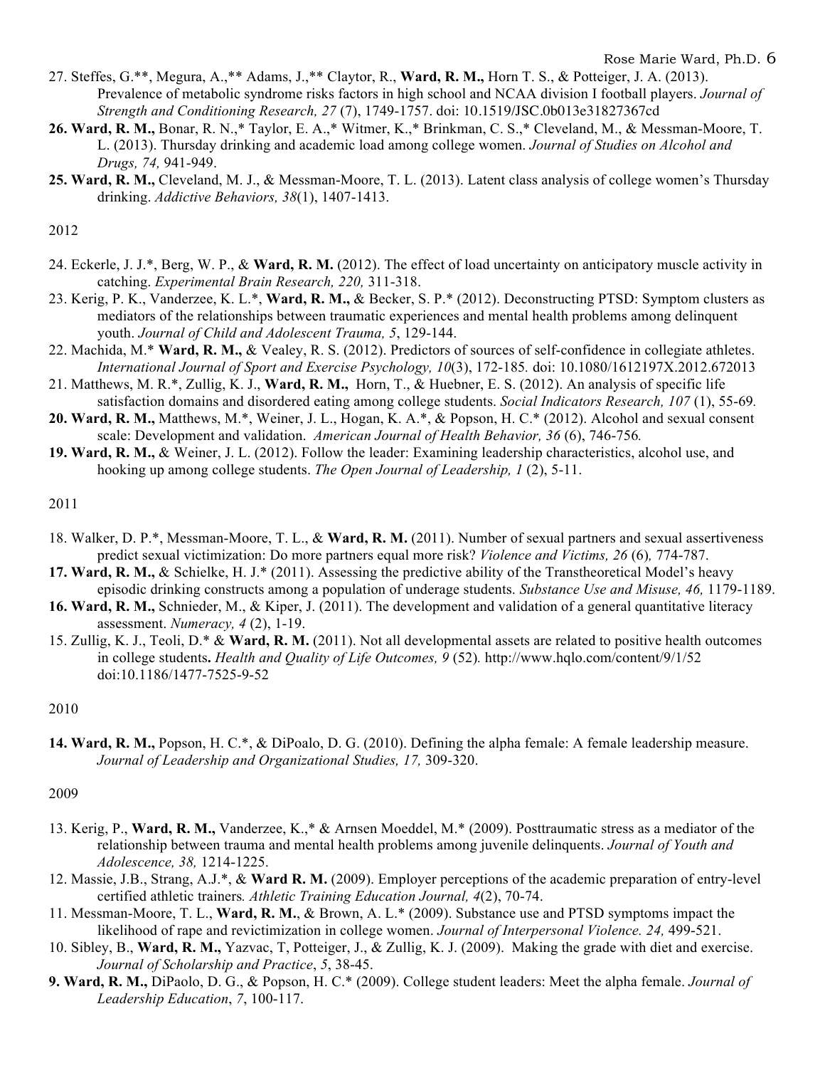27. Steffes, G.**, Megura, A.,** Adams, J.,** Claytor, R., **Ward, R. M.,** Horn T. S., & Potteiger, J. A. (2013). Prevalence of metabolic syndrome risks factors in high school and NCAA division I football players. *Journal of Strength and Conditioning Research, 27* (7), 1749-1757. doi: 10.1519/JSC.0b013e31827367cd

**26. Ward, R. M.,** Bonar, R. N.,* Taylor, E. A.,* Witmer, K.,* Brinkman, C. S.,* Cleveland, M., & Messman-Moore, T. L. (2013). Thursday drinking and academic load among college women. *Journal of Studies on Alcohol and Drugs, 74,* 941-949.

**25. Ward, R. M.,** Cleveland, M. J., & Messman-Moore, T. L. (2013). Latent class analysis of college women's Thursday drinking. *Addictive Behaviors, 38*(1), 1407-1413.

2012

24. Eckerle, J. J.*, Berg, W. P., & **Ward, R. M.** (2012). The effect of load uncertainty on anticipatory muscle activity in catching. *Experimental Brain Research, 220,* 311-318.

23. Kerig, P. K., Vanderzee, K. L.*, **Ward, R. M.,** & Becker, S. P.* (2012). Deconstructing PTSD: Symptom clusters as mediators of the relationships between traumatic experiences and mental health problems among delinquent youth. *Journal of Child and Adolescent Trauma, 5*, 129-144.

22. Machida, M.* **Ward, R. M.,** & Vealey, R. S. (2012). Predictors of sources of self-confidence in collegiate athletes. *International Journal of Sport and Exercise Psychology, 10*(3), 172-185. doi: 10.1080/1612197X.2012.672013

21. Matthews, M. R.*, Zullig, K. J., **Ward, R. M.,** Horn, T., & Huebner, E. S. (2012). An analysis of specific life satisfaction domains and disordered eating among college students. *Social Indicators Research, 107* (1), 55-69.

**20. Ward, R. M.,** Matthews, M.*, Weiner, J. L., Hogan, K. A.*, & Popson, H. C.* (2012). Alcohol and sexual consent scale: Development and validation. *American Journal of Health Behavior, 36* (6), 746-756.

**19. Ward, R. M.,** & Weiner, J. L. (2012). Follow the leader: Examining leadership characteristics, alcohol use, and hooking up among college students. *The Open Journal of Leadership, 1* (2), 5-11.

2011

18. Walker, D. P.*, Messman-Moore, T. L., & **Ward, R. M.** (2011). Number of sexual partners and sexual assertiveness predict sexual victimization: Do more partners equal more risk? *Violence and Victims, 26* (6)*,* 774-787.

**17. Ward, R. M.,** & Schielke, H. J.* (2011). Assessing the predictive ability of the Transtheoretical Model's heavy episodic drinking constructs among a population of underage students. *Substance Use and Misuse, 46,* 1179-1189.

**16. Ward, R. M.,** Schnieder, M., & Kiper, J. (2011). The development and validation of a general quantitative literacy assessment. *Numeracy, 4* (2), 1-19.

15. Zullig, K. J., Teoli, D.* & **Ward, R. M.** (2011). Not all developmental assets are related to positive health outcomes in college students**.** *Health and Quality of Life Outcomes, 9* (52)*.* http://www.hqlo.com/content/9/1/52 doi:10.1186/1477-7525-9-52

2010

**14. Ward, R. M.,** Popson, H. C.*, & DiPoalo, D. G. (2010). Defining the alpha female: A female leadership measure. *Journal of Leadership and Organizational Studies, 17,* 309-320.

2009

13. Kerig, P., **Ward, R. M.,** Vanderzee, K.,* & Arnsen Moeddel, M.* (2009). Posttraumatic stress as a mediator of the relationship between trauma and mental health problems among juvenile delinquents. *Journal of Youth and Adolescence, 38,* 1214-1225.

12. Massie, J.B., Strang, A.J.*, & **Ward R. M.** (2009). Employer perceptions of the academic preparation of entry-level certified athletic trainers*. Athletic Training Education Journal, 4*(2), 70-74.

11. Messman-Moore, T. L., **Ward, R. M.**, & Brown, A. L.* (2009). Substance use and PTSD symptoms impact the likelihood of rape and revictimization in college women. *Journal of Interpersonal Violence. 24,* 499-521.

10. Sibley, B., **Ward, R. M.,** Yazvac, T, Potteiger, J., & Zullig, K. J. (2009). Making the grade with diet and exercise. *Journal of Scholarship and Practice*, *5*, 38-45.

**9. Ward, R. M.,** DiPaolo, D. G., & Popson, H. C.* (2009). College student leaders: Meet the alpha female. *Journal of Leadership Education*, *7*, 100-117.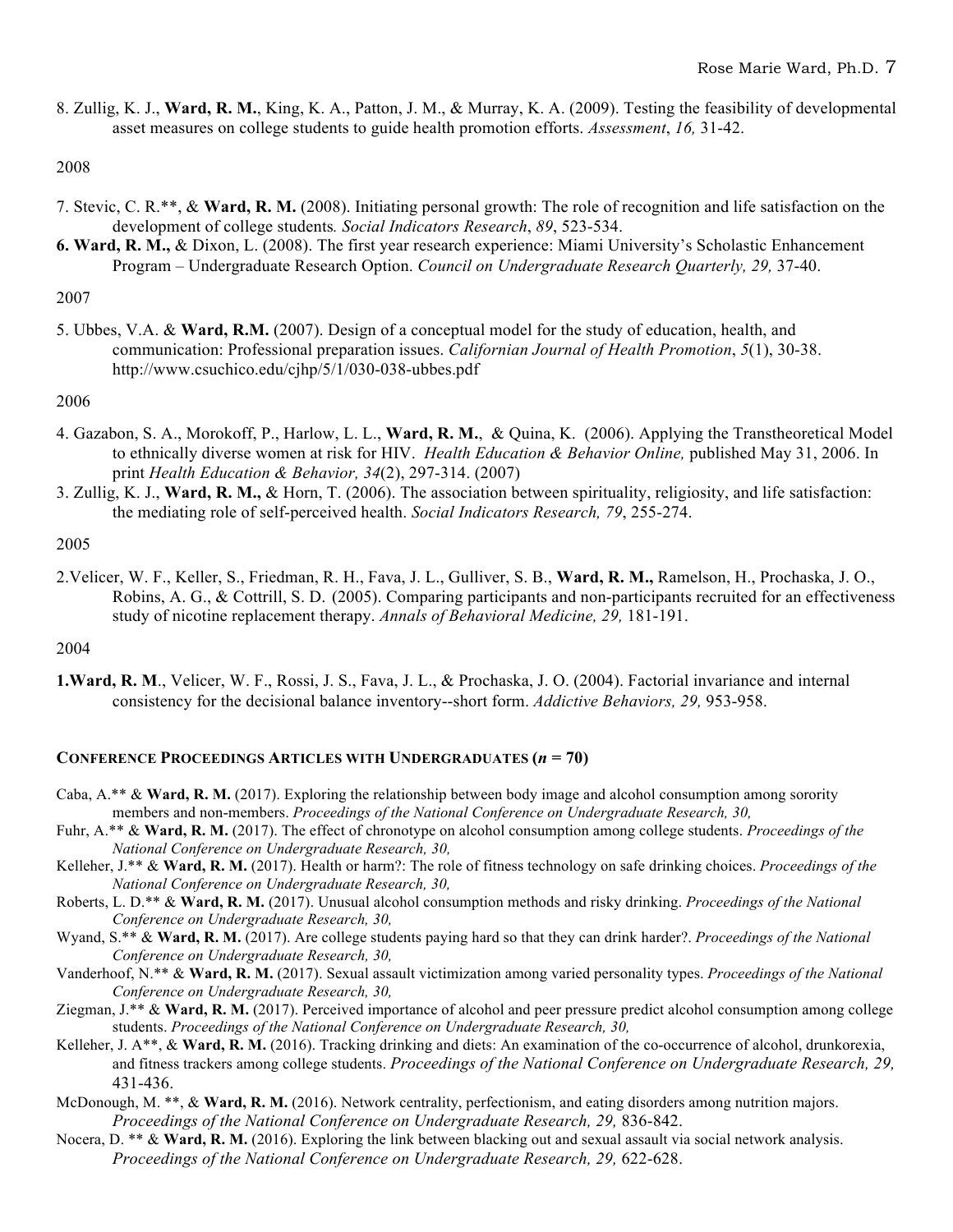8. Zullig, K. J., **Ward, R. M.**, King, K. A., Patton, J. M., & Murray, K. A. (2009). Testing the feasibility of developmental asset measures on college students to guide health promotion efforts. *Assessment*, *16,* 31-42.

2008

7. Stevic, C. R.**, & **Ward, R. M.** (2008). Initiating personal growth: The role of recognition and life satisfaction on the development of college students*. Social Indicators Research*, *89*, 523-534.

**6. Ward, R. M.,** & Dixon, L. (2008). The first year research experience: Miami University's Scholastic Enhancement Program – Undergraduate Research Option. *Council on Undergraduate Research Quarterly, 29,* 37-40.

2007

5. Ubbes, V.A. & **Ward, R.M.** (2007). Design of a conceptual model for the study of education, health, and communication: Professional preparation issues. *Californian Journal of Health Promotion*, *5*(1), 30-38. http://www.csuchico.edu/cjhp/5/1/030-038-ubbes.pdf

2006

4. Gazabon, S. A., Morokoff, P., Harlow, L. L., **Ward, R. M.**, & Quina, K. (2006). Applying the Transtheoretical Model to ethnically diverse women at risk for HIV. *Health Education & Behavior Online,* published May 31, 2006. In print *Health Education & Behavior, 34*(2), 297-314. (2007)

3. Zullig, K. J., **Ward, R. M.,** & Horn, T. (2006). The association between spirituality, religiosity, and life satisfaction: the mediating role of self-perceived health. *Social Indicators Research, 79*, 255-274.

2005

2.Velicer, W. F., Keller, S., Friedman, R. H., Fava, J. L., Gulliver, S. B., **Ward, R. M.,** Ramelson, H., Prochaska, J. O., Robins, A. G., & Cottrill, S. D. (2005). Comparing participants and non-participants recruited for an effectiveness study of nicotine replacement therapy. *Annals of Behavioral Medicine, 29,* 181-191.

2004

**1.Ward, R. M**., Velicer, W. F., Rossi, J. S., Fava, J. L., & Prochaska, J. O. (2004). Factorial invariance and internal consistency for the decisional balance inventory--short form. *Addictive Behaviors, 29,* 953-958.

## CONFERENCE PROCEEDINGS ARTICLES WITH UNDERGRADUATES (*n* = 70)

Caba, A.** & **Ward, R. M.** (2017). Exploring the relationship between body image and alcohol consumption among sorority members and non-members. *Proceedings of the National Conference on Undergraduate Research, 30,*

Fuhr, A.** & **Ward, R. M.** (2017). The effect of chronotype on alcohol consumption among college students. *Proceedings of the National Conference on Undergraduate Research, 30,*

Kelleher, J.** & **Ward, R. M.** (2017). Health or harm?: The role of fitness technology on safe drinking choices. *Proceedings of the National Conference on Undergraduate Research, 30,*

Roberts, L. D.** & **Ward, R. M.** (2017). Unusual alcohol consumption methods and risky drinking. *Proceedings of the National Conference on Undergraduate Research, 30,*

Wyand, S.** & **Ward, R. M.** (2017). Are college students paying hard so that they can drink harder?. *Proceedings of the National Conference on Undergraduate Research, 30,*

Vanderhoof, N.** & **Ward, R. M.** (2017). Sexual assault victimization among varied personality types. *Proceedings of the National Conference on Undergraduate Research, 30,*

Ziegman, J.** & **Ward, R. M.** (2017). Perceived importance of alcohol and peer pressure predict alcohol consumption among college students. *Proceedings of the National Conference on Undergraduate Research, 30,*

Kelleher, J. A**, & **Ward, R. M.** (2016). Tracking drinking and diets: An examination of the co-occurrence of alcohol, drunkorexia, and fitness trackers among college students. *Proceedings of the National Conference on Undergraduate Research, 29,* 431-436.

McDonough, M. **, & **Ward, R. M.** (2016). Network centrality, perfectionism, and eating disorders among nutrition majors. *Proceedings of the National Conference on Undergraduate Research, 29,* 836-842.

Nocera, D. ** & **Ward, R. M.** (2016). Exploring the link between blacking out and sexual assault via social network analysis. *Proceedings of the National Conference on Undergraduate Research, 29,* 622-628.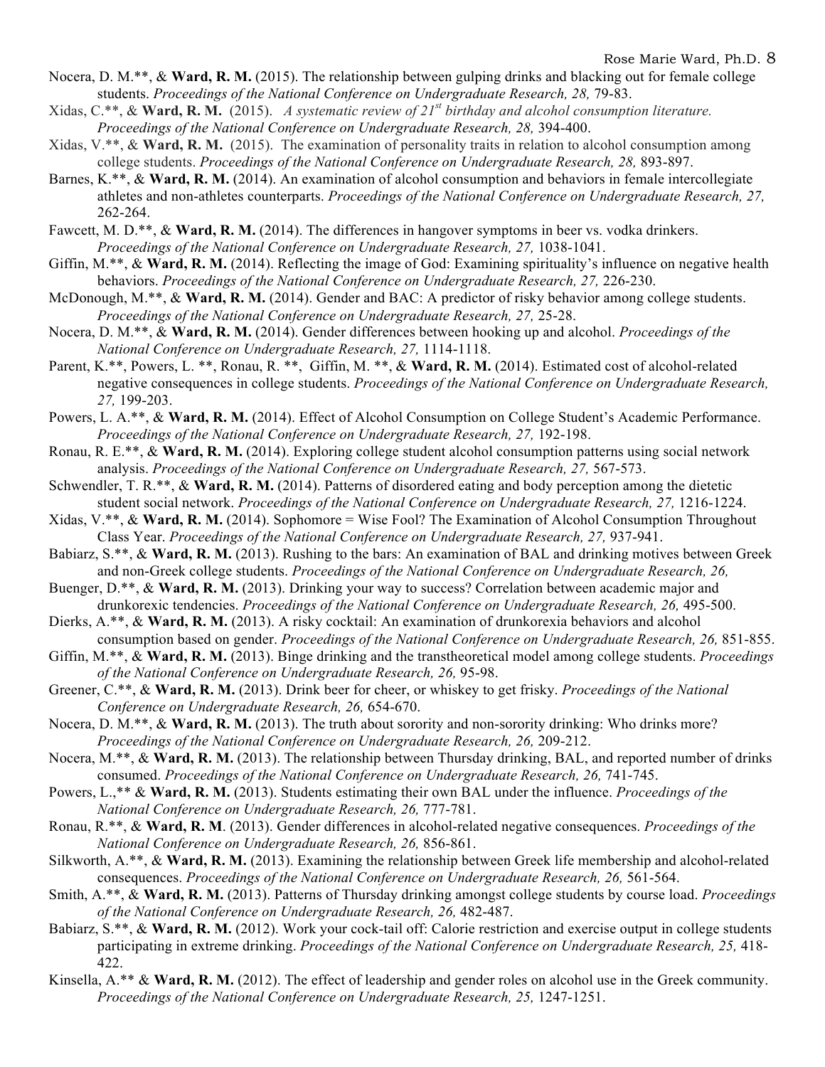Nocera, D. M.**, & **Ward, R. M.** (2015). The relationship between gulping drinks and blacking out for female college students. *Proceedings of the National Conference on Undergraduate Research, 28,* 79-83.

Xidas, C.**, & **Ward, R. M.** (2015). *A systematic review of 21st birthday and alcohol consumption literature. Proceedings of the National Conference on Undergraduate Research, 28,* 394-400.

Xidas, V.**, & **Ward, R. M.** (2015). The examination of personality traits in relation to alcohol consumption among college students. *Proceedings of the National Conference on Undergraduate Research, 28,* 893-897.

Barnes, K.**, & **Ward, R. M.** (2014). An examination of alcohol consumption and behaviors in female intercollegiate athletes and non-athletes counterparts. *Proceedings of the National Conference on Undergraduate Research, 27,* 262-264.

Fawcett, M. D.**, & **Ward, R. M.** (2014). The differences in hangover symptoms in beer vs. vodka drinkers. *Proceedings of the National Conference on Undergraduate Research, 27,* 1038-1041.

Giffin, M.**, & **Ward, R. M.** (2014). Reflecting the image of God: Examining spirituality's influence on negative health behaviors. *Proceedings of the National Conference on Undergraduate Research, 27,* 226-230.

McDonough, M.**, & **Ward, R. M.** (2014). Gender and BAC: A predictor of risky behavior among college students. *Proceedings of the National Conference on Undergraduate Research, 27,* 25-28.

Nocera, D. M.**, & **Ward, R. M.** (2014). Gender differences between hooking up and alcohol. *Proceedings of the National Conference on Undergraduate Research, 27,* 1114-1118.

Parent, K.**, Powers, L. **, Ronau, R. **, Giffin, M. **, & **Ward, R. M.** (2014). Estimated cost of alcohol-related negative consequences in college students. *Proceedings of the National Conference on Undergraduate Research, 27,* 199-203.

Powers, L. A.**, & **Ward, R. M.** (2014). Effect of Alcohol Consumption on College Student's Academic Performance. *Proceedings of the National Conference on Undergraduate Research, 27,* 192-198.

Ronau, R. E.**, & **Ward, R. M.** (2014). Exploring college student alcohol consumption patterns using social network analysis. *Proceedings of the National Conference on Undergraduate Research, 27,* 567-573.

Schwendler, T. R.**, & **Ward, R. M.** (2014). Patterns of disordered eating and body perception among the dietetic student social network. *Proceedings of the National Conference on Undergraduate Research, 27,* 1216-1224.

Xidas, V.**, & **Ward, R. M.** (2014). Sophomore = Wise Fool? The Examination of Alcohol Consumption Throughout Class Year. *Proceedings of the National Conference on Undergraduate Research, 27,* 937-941.

Babiarz, S.**, & **Ward, R. M.** (2013). Rushing to the bars: An examination of BAL and drinking motives between Greek and non-Greek college students. *Proceedings of the National Conference on Undergraduate Research, 26,*

Buenger, D.**, & **Ward, R. M.** (2013). Drinking your way to success? Correlation between academic major and drunkorexic tendencies. *Proceedings of the National Conference on Undergraduate Research, 26,* 495-500.

Dierks, A.**, & **Ward, R. M.** (2013). A risky cocktail: An examination of drunkorexia behaviors and alcohol consumption based on gender. *Proceedings of the National Conference on Undergraduate Research, 26,* 851-855.

Giffin, M.**, & **Ward, R. M.** (2013). Binge drinking and the transtheoretical model among college students. *Proceedings of the National Conference on Undergraduate Research, 26,* 95-98.

Greener, C.**, & **Ward, R. M.** (2013). Drink beer for cheer, or whiskey to get frisky. *Proceedings of the National Conference on Undergraduate Research, 26,* 654-670.

Nocera, D. M.**, & **Ward, R. M.** (2013). The truth about sorority and non-sorority drinking: Who drinks more? *Proceedings of the National Conference on Undergraduate Research, 26,* 209-212.

Nocera, M.**, & **Ward, R. M.** (2013). The relationship between Thursday drinking, BAL, and reported number of drinks consumed. *Proceedings of the National Conference on Undergraduate Research, 26,* 741-745.

Powers, L.,** & **Ward, R. M.** (2013). Students estimating their own BAL under the influence. *Proceedings of the National Conference on Undergraduate Research, 26,* 777-781.

Ronau, R.**, & **Ward, R. M**. (2013). Gender differences in alcohol-related negative consequences. *Proceedings of the National Conference on Undergraduate Research, 26,* 856-861.

Silkworth, A.**, & **Ward, R. M.** (2013). Examining the relationship between Greek life membership and alcohol-related consequences. *Proceedings of the National Conference on Undergraduate Research, 26,* 561-564.

Smith, A.**, & **Ward, R. M.** (2013). Patterns of Thursday drinking amongst college students by course load. *Proceedings of the National Conference on Undergraduate Research, 26,* 482-487.

Babiarz, S.**, & **Ward, R. M.** (2012). Work your cock-tail off: Calorie restriction and exercise output in college students participating in extreme drinking. *Proceedings of the National Conference on Undergraduate Research, 25,* 418-422.

Kinsella, A.** & **Ward, R. M.** (2012). The effect of leadership and gender roles on alcohol use in the Greek community. *Proceedings of the National Conference on Undergraduate Research, 25,* 1247-1251.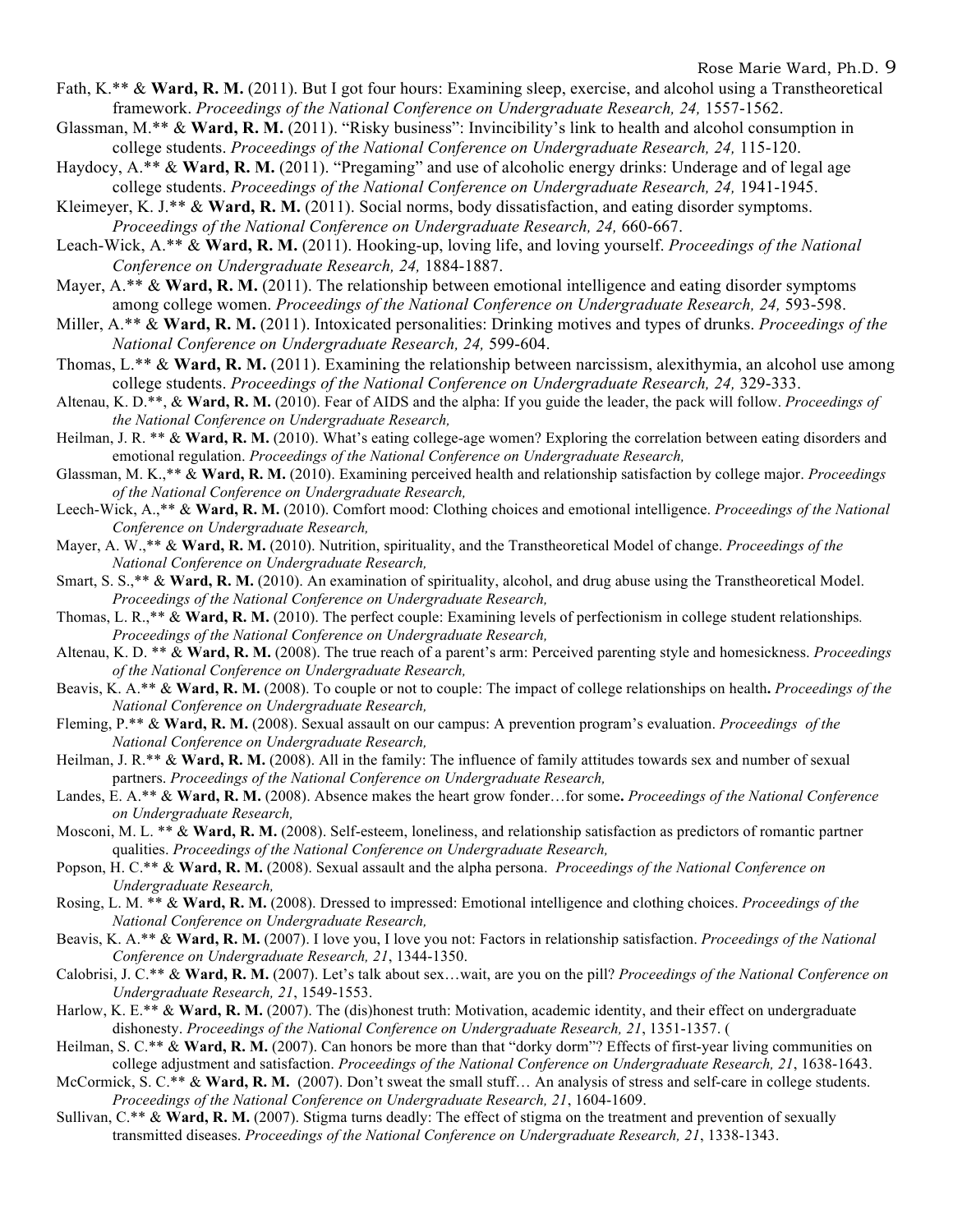Fath, K.** & **Ward, R. M.** (2011). But I got four hours: Examining sleep, exercise, and alcohol using a Transtheoretical framework. *Proceedings of the National Conference on Undergraduate Research, 24,* 1557-1562.

Glassman, M.** & **Ward, R. M.** (2011). "Risky business": Invincibility's link to health and alcohol consumption in college students. *Proceedings of the National Conference on Undergraduate Research, 24,* 115-120.

Haydocy, A.** & **Ward, R. M.** (2011). "Pregaming" and use of alcoholic energy drinks: Underage and of legal age college students. *Proceedings of the National Conference on Undergraduate Research, 24,* 1941-1945.

Kleimeyer, K. J.** & **Ward, R. M.** (2011). Social norms, body dissatisfaction, and eating disorder symptoms. *Proceedings of the National Conference on Undergraduate Research, 24,* 660-667.

Leach-Wick, A.** & **Ward, R. M.** (2011). Hooking-up, loving life, and loving yourself. *Proceedings of the National Conference on Undergraduate Research, 24,* 1884-1887.

Mayer, A.** & **Ward, R. M.** (2011). The relationship between emotional intelligence and eating disorder symptoms among college women. *Proceedings of the National Conference on Undergraduate Research, 24,* 593-598.

Miller, A.** & **Ward, R. M.** (2011). Intoxicated personalities: Drinking motives and types of drunks. *Proceedings of the National Conference on Undergraduate Research, 24,* 599-604.

Thomas, L.** & **Ward, R. M.** (2011). Examining the relationship between narcissism, alexithymia, an alcohol use among college students. *Proceedings of the National Conference on Undergraduate Research, 24,* 329-333.

Altenau, K. D.**, & **Ward, R. M.** (2010). Fear of AIDS and the alpha: If you guide the leader, the pack will follow. *Proceedings of the National Conference on Undergraduate Research,*

Heilman, J. R. ** & **Ward, R. M.** (2010). What's eating college-age women? Exploring the correlation between eating disorders and emotional regulation. *Proceedings of the National Conference on Undergraduate Research,*

Glassman, M. K.,** & **Ward, R. M.** (2010). Examining perceived health and relationship satisfaction by college major. *Proceedings of the National Conference on Undergraduate Research,*

Leech-Wick, A.,** & **Ward, R. M.** (2010). Comfort mood: Clothing choices and emotional intelligence. *Proceedings of the National Conference on Undergraduate Research,*

Mayer, A. W.,** & **Ward, R. M.** (2010). Nutrition, spirituality, and the Transtheoretical Model of change. *Proceedings of the National Conference on Undergraduate Research,*

Smart, S. S.,** & **Ward, R. M.** (2010). An examination of spirituality, alcohol, and drug abuse using the Transtheoretical Model. *Proceedings of the National Conference on Undergraduate Research,*

Thomas, L. R.,** & **Ward, R. M.** (2010). The perfect couple: Examining levels of perfectionism in college student relationships*. Proceedings of the National Conference on Undergraduate Research,*

Altenau, K. D. ** & **Ward, R. M.** (2008). The true reach of a parent's arm: Perceived parenting style and homesickness. *Proceedings of the National Conference on Undergraduate Research,*

Beavis, K. A.** & **Ward, R. M.** (2008). To couple or not to couple: The impact of college relationships on health**.** *Proceedings of the National Conference on Undergraduate Research,*

Fleming, P.** & **Ward, R. M.** (2008). Sexual assault on our campus: A prevention program's evaluation. *Proceedings of the National Conference on Undergraduate Research,*

Heilman, J. R.** & **Ward, R. M.** (2008). All in the family: The influence of family attitudes towards sex and number of sexual partners. *Proceedings of the National Conference on Undergraduate Research,*

Landes, E. A.** & **Ward, R. M.** (2008). Absence makes the heart grow fonder…for some**.** *Proceedings of the National Conference on Undergraduate Research,*

Mosconi, M. L. ** & **Ward, R. M.** (2008). Self-esteem, loneliness, and relationship satisfaction as predictors of romantic partner qualities. *Proceedings of the National Conference on Undergraduate Research,*

Popson, H. C.** & **Ward, R. M.** (2008). Sexual assault and the alpha persona. *Proceedings of the National Conference on Undergraduate Research,*

Rosing, L. M. ** & **Ward, R. M.** (2008). Dressed to impressed: Emotional intelligence and clothing choices. *Proceedings of the National Conference on Undergraduate Research,*

Beavis, K. A.** & **Ward, R. M.** (2007). I love you, I love you not: Factors in relationship satisfaction. *Proceedings of the National Conference on Undergraduate Research, 21*, 1344-1350.

Calobrisi, J. C.** & **Ward, R. M.** (2007). Let's talk about sex…wait, are you on the pill? *Proceedings of the National Conference on Undergraduate Research, 21*, 1549-1553.

Harlow, K. E.** & **Ward, R. M.** (2007). The (dis)honest truth: Motivation, academic identity, and their effect on undergraduate dishonesty. *Proceedings of the National Conference on Undergraduate Research, 21*, 1351-1357. (

Heilman, S. C.** & **Ward, R. M.** (2007). Can honors be more than that "dorky dorm"? Effects of first-year living communities on college adjustment and satisfaction. *Proceedings of the National Conference on Undergraduate Research, 21*, 1638-1643.

McCormick, S. C.** & **Ward, R. M.** (2007). Don't sweat the small stuff… An analysis of stress and self-care in college students. *Proceedings of the National Conference on Undergraduate Research, 21*, 1604-1609.

Sullivan, C.** & **Ward, R. M.** (2007). Stigma turns deadly: The effect of stigma on the treatment and prevention of sexually transmitted diseases. *Proceedings of the National Conference on Undergraduate Research, 21*, 1338-1343.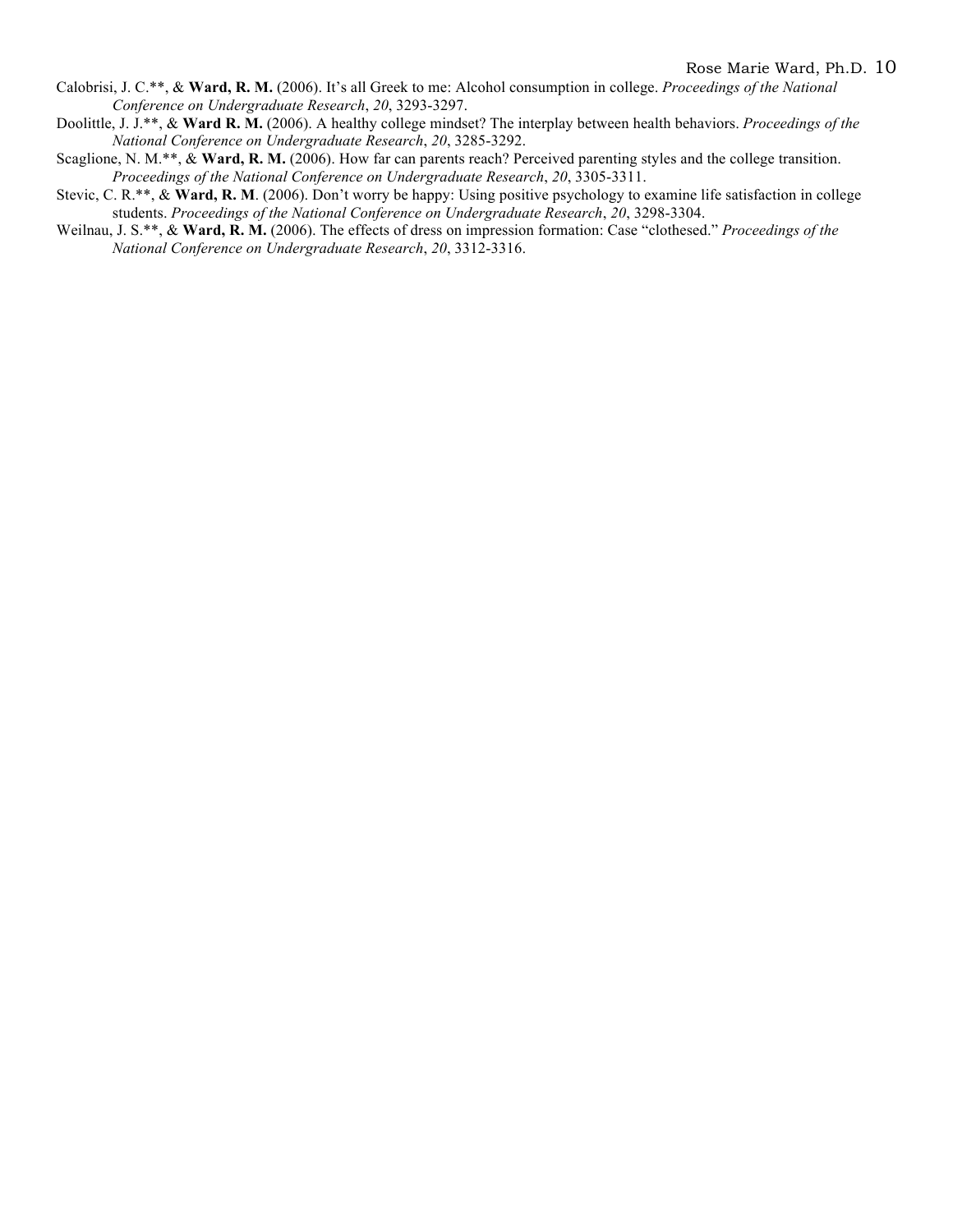Calobrisi, J. C.**, & **Ward, R. M.** (2006). It's all Greek to me: Alcohol consumption in college. *Proceedings of the National Conference on Undergraduate Research*, *20*, 3293-3297.

Doolittle, J. J.**, & **Ward R. M.** (2006). A healthy college mindset? The interplay between health behaviors. *Proceedings of the National Conference on Undergraduate Research*, *20*, 3285-3292.

Scaglione, N. M.**, & **Ward, R. M.** (2006). How far can parents reach? Perceived parenting styles and the college transition. *Proceedings of the National Conference on Undergraduate Research*, *20*, 3305-3311.

Stevic, C. R.**, & **Ward, R. M**. (2006). Don't worry be happy: Using positive psychology to examine life satisfaction in college students. *Proceedings of the National Conference on Undergraduate Research*, *20*, 3298-3304.

Weilnau, J. S.**, & **Ward, R. M.** (2006). The effects of dress on impression formation: Case "clothesed." *Proceedings of the National Conference on Undergraduate Research*, *20*, 3312-3316.